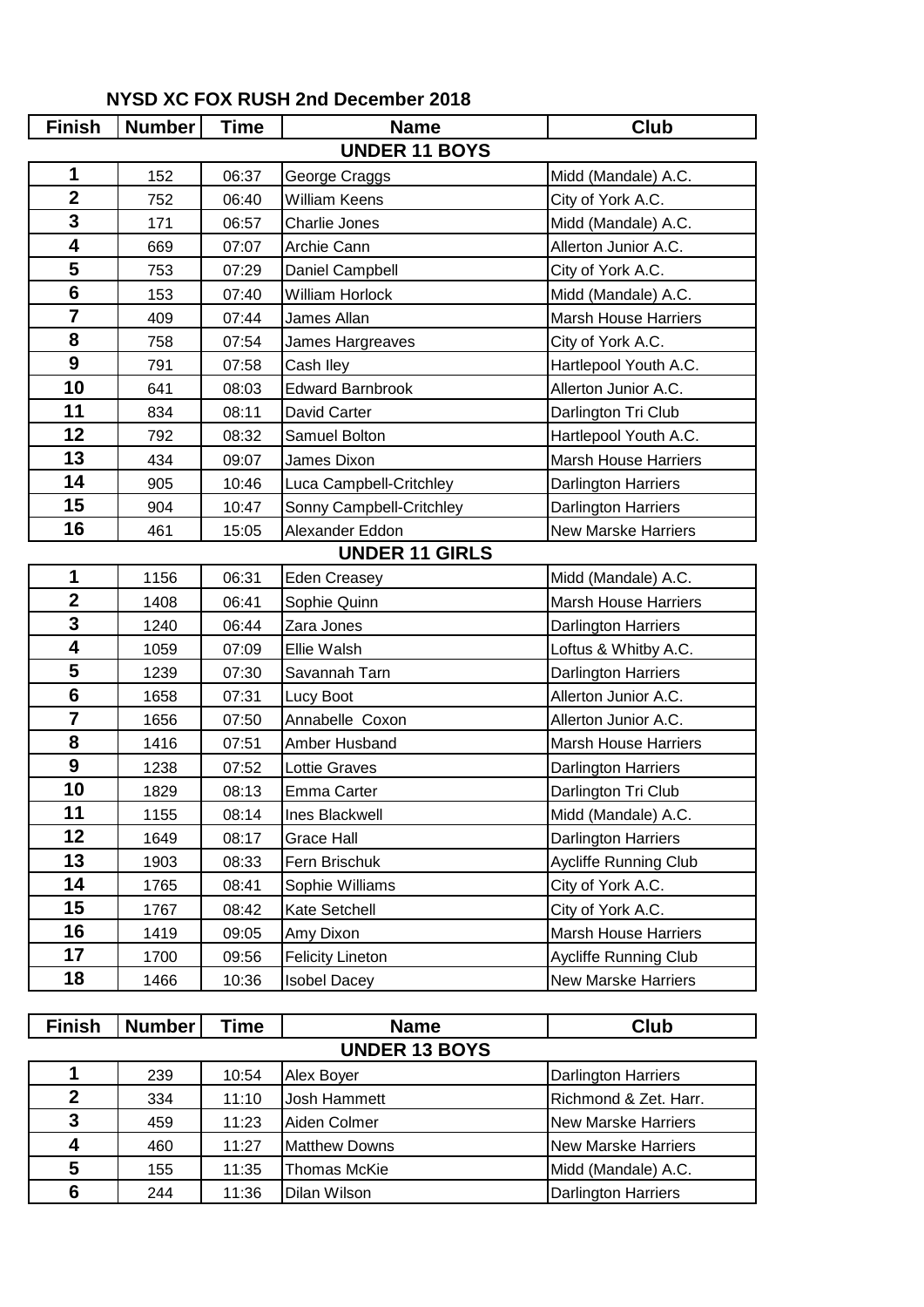# NYSD XC FOX RUSH 2nd December 2018

| Finish | Number | Time | Name | Club |
|---|---|---|---|---|
| **UNDER 11 BOYS** | | | | |
| 1 | 152 | 06:37 | George Craggs | Midd (Mandale) A.C. |
| 2 | 752 | 06:40 | William Keens | City of York A.C. |
| 3 | 171 | 06:57 | Charlie Jones | Midd (Mandale) A.C. |
| 4 | 669 | 07:07 | Archie Cann | Allerton Junior A.C. |
| 5 | 753 | 07:29 | Daniel Campbell | City of York A.C. |
| 6 | 153 | 07:40 | William Horlock | Midd (Mandale) A.C. |
| 7 | 409 | 07:44 | James Allan | Marsh House Harriers |
| 8 | 758 | 07:54 | James Hargreaves | City of York A.C. |
| 9 | 791 | 07:58 | Cash Iley | Hartlepool Youth A.C. |
| 10 | 641 | 08:03 | Edward Barnbrook | Allerton Junior A.C. |
| 11 | 834 | 08:11 | David Carter | Darlington Tri Club |
| 12 | 792 | 08:32 | Samuel Bolton | Hartlepool Youth A.C. |
| 13 | 434 | 09:07 | James Dixon | Marsh House Harriers |
| 14 | 905 | 10:46 | Luca Campbell-Critchley | Darlington Harriers |
| 15 | 904 | 10:47 | Sonny Campbell-Critchley | Darlington Harriers |
| 16 | 461 | 15:05 | Alexander Eddon | New Marske Harriers |
| **UNDER 11 GIRLS** | | | | |
| 1 | 1156 | 06:31 | Eden Creasey | Midd (Mandale) A.C. |
| 2 | 1408 | 06:41 | Sophie Quinn | Marsh House Harriers |
| 3 | 1240 | 06:44 | Zara Jones | Darlington Harriers |
| 4 | 1059 | 07:09 | Ellie Walsh | Loftus & Whitby A.C. |
| 5 | 1239 | 07:30 | Savannah Tarn | Darlington Harriers |
| 6 | 1658 | 07:31 | Lucy Boot | Allerton Junior A.C. |
| 7 | 1656 | 07:50 | Annabelle Coxon | Allerton Junior A.C. |
| 8 | 1416 | 07:51 | Amber Husband | Marsh House Harriers |
| 9 | 1238 | 07:52 | Lottie Graves | Darlington Harriers |
| 10 | 1829 | 08:13 | Emma Carter | Darlington Tri Club |
| 11 | 1155 | 08:14 | Ines Blackwell | Midd (Mandale) A.C. |
| 12 | 1649 | 08:17 | Grace Hall | Darlington Harriers |
| 13 | 1903 | 08:33 | Fern Brischuk | Aycliffe Running Club |
| 14 | 1765 | 08:41 | Sophie Williams | City of York A.C. |
| 15 | 1767 | 08:42 | Kate Setchell | City of York A.C. |
| 16 | 1419 | 09:05 | Amy Dixon | Marsh House Harriers |
| 17 | 1700 | 09:56 | Felicity Lineton | Aycliffe Running Club |
| 18 | 1466 | 10:36 | Isobel Dacey | New Marske Harriers |

| Finish | Number | Time | Name | Club |
|---|---|---|---|---|
| **UNDER 13 BOYS** | | | | |
| 1 | 239 | 10:54 | Alex Boyer | Darlington Harriers |
| 2 | 334 | 11:10 | Josh Hammett | Richmond & Zet. Harr. |
| 3 | 459 | 11:23 | Aiden Colmer | New Marske Harriers |
| 4 | 460 | 11:27 | Matthew Downs | New Marske Harriers |
| 5 | 155 | 11:35 | Thomas McKie | Midd (Mandale) A.C. |
| 6 | 244 | 11:36 | Dilan Wilson | Darlington Harriers |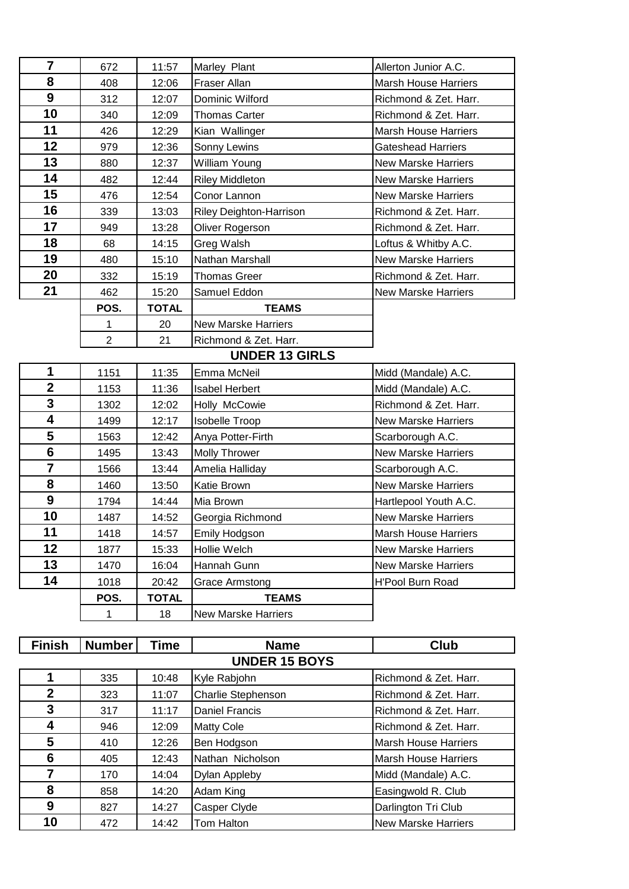| Finish | Number | Time | Name | Club |
|---|---|---|---|---|
| 7 | 672 | 11:57 | Marley Plant | Allerton Junior A.C. |
| 8 | 408 | 12:06 | Fraser Allan | Marsh House Harriers |
| 9 | 312 | 12:07 | Dominic Wilford | Richmond & Zet. Harr. |
| 10 | 340 | 12:09 | Thomas Carter | Richmond & Zet. Harr. |
| 11 | 426 | 12:29 | Kian Wallinger | Marsh House Harriers |
| 12 | 979 | 12:36 | Sonny Lewins | Gateshead Harriers |
| 13 | 880 | 12:37 | William Young | New Marske Harriers |
| 14 | 482 | 12:44 | Riley Middleton | New Marske Harriers |
| 15 | 476 | 12:54 | Conor Lannon | New Marske Harriers |
| 16 | 339 | 13:03 | Riley Deighton-Harrison | Richmond & Zet. Harr. |
| 17 | 949 | 13:28 | Oliver Rogerson | Richmond & Zet. Harr. |
| 18 | 68 | 14:15 | Greg Walsh | Loftus & Whitby A.C. |
| 19 | 480 | 15:10 | Nathan Marshall | New Marske Harriers |
| 20 | 332 | 15:19 | Thomas Greer | Richmond & Zet. Harr. |
| 21 | 462 | 15:20 | Samuel Eddon | New Marske Harriers |

| POS. | TOTAL | TEAMS |
|---|---|---|
| 1 | 20 | New Marske Harriers |
| 2 | 21 | Richmond & Zet. Harr. |

**UNDER 13 GIRLS**

| Finish | Number | Time | Name | Club |
|---|---|---|---|---|
| 1 | 1151 | 11:35 | Emma McNeil | Midd (Mandale) A.C. |
| 2 | 1153 | 11:36 | Isabel Herbert | Midd (Mandale) A.C. |
| 3 | 1302 | 12:02 | Holly McCowie | Richmond & Zet. Harr. |
| 4 | 1499 | 12:17 | Isobelle Troop | New Marske Harriers |
| 5 | 1563 | 12:42 | Anya Potter-Firth | Scarborough A.C. |
| 6 | 1495 | 13:43 | Molly Thrower | New Marske Harriers |
| 7 | 1566 | 13:44 | Amelia Halliday | Scarborough A.C. |
| 8 | 1460 | 13:50 | Katie Brown | New Marske Harriers |
| 9 | 1794 | 14:44 | Mia Brown | Hartlepool Youth A.C. |
| 10 | 1487 | 14:52 | Georgia Richmond | New Marske Harriers |
| 11 | 1418 | 14:57 | Emily Hodgson | Marsh House Harriers |
| 12 | 1877 | 15:33 | Hollie Welch | New Marske Harriers |
| 13 | 1470 | 16:04 | Hannah Gunn | New Marske Harriers |
| 14 | 1018 | 20:42 | Grace Armstong | H'Pool Burn Road |

| POS. | TOTAL | TEAMS |
|---|---|---|
| 1 | 18 | New Marske Harriers |

**UNDER 15 BOYS**

| Finish | Number | Time | Name | Club |
|---|---|---|---|---|
| 1 | 335 | 10:48 | Kyle Rabjohn | Richmond & Zet. Harr. |
| 2 | 323 | 11:07 | Charlie Stephenson | Richmond & Zet. Harr. |
| 3 | 317 | 11:17 | Daniel Francis | Richmond & Zet. Harr. |
| 4 | 946 | 12:09 | Matty Cole | Richmond & Zet. Harr. |
| 5 | 410 | 12:26 | Ben Hodgson | Marsh House Harriers |
| 6 | 405 | 12:43 | Nathan Nicholson | Marsh House Harriers |
| 7 | 170 | 14:04 | Dylan Appleby | Midd (Mandale) A.C. |
| 8 | 858 | 14:20 | Adam King | Easingwold R. Club |
| 9 | 827 | 14:27 | Casper Clyde | Darlington Tri Club |
| 10 | 472 | 14:42 | Tom Halton | New Marske Harriers |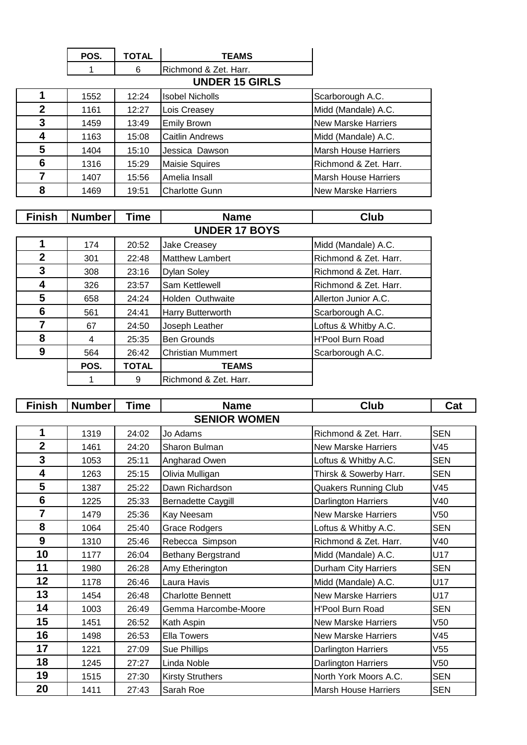| POS. | TOTAL | TEAMS |
|---|---|---|
| 1 | 6 | Richmond & Zet. Harr. |

## UNDER 15 GIRLS

| Finish | Number | Time | Name | Club |
|---|---|---|---|---|
| 1 | 1552 | 12:24 | Isobel Nicholls | Scarborough A.C. |
| 2 | 1161 | 12:27 | Lois Creasey | Midd (Mandale) A.C. |
| 3 | 1459 | 13:49 | Emily Brown | New Marske Harriers |
| 4 | 1163 | 15:08 | Caitlin Andrews | Midd (Mandale) A.C. |
| 5 | 1404 | 15:10 | Jessica Dawson | Marsh House Harriers |
| 6 | 1316 | 15:29 | Maisie Squires | Richmond & Zet. Harr. |
| 7 | 1407 | 15:56 | Amelia Insall | Marsh House Harriers |
| 8 | 1469 | 19:51 | Charlotte Gunn | New Marske Harriers |

## UNDER 17 BOYS

| Finish | Number | Time | Name | Club |
|---|---|---|---|---|
| 1 | 174 | 20:52 | Jake Creasey | Midd (Mandale) A.C. |
| 2 | 301 | 22:48 | Matthew Lambert | Richmond & Zet. Harr. |
| 3 | 308 | 23:16 | Dylan Soley | Richmond & Zet. Harr. |
| 4 | 326 | 23:57 | Sam Kettlewell | Richmond & Zet. Harr. |
| 5 | 658 | 24:24 | Holden Outhwaite | Allerton Junior A.C. |
| 6 | 561 | 24:41 | Harry Butterworth | Scarborough A.C. |
| 7 | 67 | 24:50 | Joseph Leather | Loftus & Whitby A.C. |
| 8 | 4 | 25:35 | Ben Grounds | H'Pool Burn Road |
| 9 | 564 | 26:42 | Christian Mummert | Scarborough A.C. |

| POS. | TOTAL | TEAMS |
|---|---|---|
| 1 | 9 | Richmond & Zet. Harr. |

## SENIOR WOMEN

| Finish | Number | Time | Name | Club | Cat |
|---|---|---|---|---|---|
| 1 | 1319 | 24:02 | Jo Adams | Richmond & Zet. Harr. | SEN |
| 2 | 1461 | 24:20 | Sharon Bulman | New Marske Harriers | V45 |
| 3 | 1053 | 25:11 | Angharad Owen | Loftus & Whitby A.C. | SEN |
| 4 | 1263 | 25:15 | Olivia Mulligan | Thirsk & Sowerby Harr. | SEN |
| 5 | 1387 | 25:22 | Dawn Richardson | Quakers Running Club | V45 |
| 6 | 1225 | 25:33 | Bernadette Caygill | Darlington Harriers | V40 |
| 7 | 1479 | 25:36 | Kay Neesam | New Marske Harriers | V50 |
| 8 | 1064 | 25:40 | Grace Rodgers | Loftus & Whitby A.C. | SEN |
| 9 | 1310 | 25:46 | Rebecca Simpson | Richmond & Zet. Harr. | V40 |
| 10 | 1177 | 26:04 | Bethany Bergstrand | Midd (Mandale) A.C. | U17 |
| 11 | 1980 | 26:28 | Amy Etherington | Durham City Harriers | SEN |
| 12 | 1178 | 26:46 | Laura Havis | Midd (Mandale) A.C. | U17 |
| 13 | 1454 | 26:48 | Charlotte Bennett | New Marske Harriers | U17 |
| 14 | 1003 | 26:49 | Gemma Harcombe-Moore | H'Pool Burn Road | SEN |
| 15 | 1451 | 26:52 | Kath Aspin | New Marske Harriers | V50 |
| 16 | 1498 | 26:53 | Ella Towers | New Marske Harriers | V45 |
| 17 | 1221 | 27:09 | Sue Phillips | Darlington Harriers | V55 |
| 18 | 1245 | 27:27 | Linda Noble | Darlington Harriers | V50 |
| 19 | 1515 | 27:30 | Kirsty Struthers | North York Moors A.C. | SEN |
| 20 | 1411 | 27:43 | Sarah Roe | Marsh House Harriers | SEN |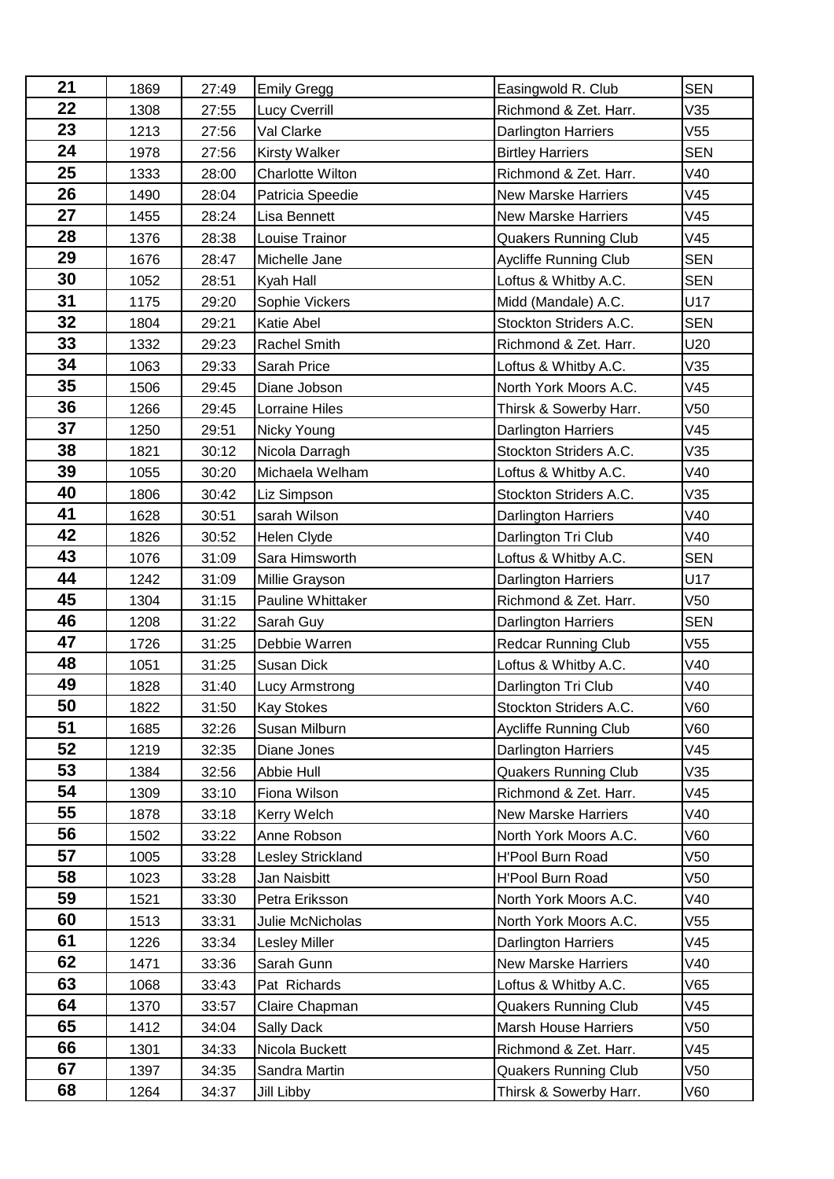| | | | | | |
|---|---|---|---|---|---|
| 21 | 1869 | 27:49 | Emily Gregg | Easingwold R. Club | SEN |
| 22 | 1308 | 27:55 | Lucy Cverrill | Richmond & Zet. Harr. | V35 |
| 23 | 1213 | 27:56 | Val Clarke | Darlington Harriers | V55 |
| 24 | 1978 | 27:56 | Kirsty Walker | Birtley Harriers | SEN |
| 25 | 1333 | 28:00 | Charlotte Wilton | Richmond & Zet. Harr. | V40 |
| 26 | 1490 | 28:04 | Patricia Speedie | New Marske Harriers | V45 |
| 27 | 1455 | 28:24 | Lisa Bennett | New Marske Harriers | V45 |
| 28 | 1376 | 28:38 | Louise Trainor | Quakers Running Club | V45 |
| 29 | 1676 | 28:47 | Michelle Jane | Aycliffe Running Club | SEN |
| 30 | 1052 | 28:51 | Kyah Hall | Loftus & Whitby A.C. | SEN |
| 31 | 1175 | 29:20 | Sophie Vickers | Midd (Mandale) A.C. | U17 |
| 32 | 1804 | 29:21 | Katie Abel | Stockton Striders A.C. | SEN |
| 33 | 1332 | 29:23 | Rachel Smith | Richmond & Zet. Harr. | U20 |
| 34 | 1063 | 29:33 | Sarah Price | Loftus & Whitby A.C. | V35 |
| 35 | 1506 | 29:45 | Diane Jobson | North York Moors A.C. | V45 |
| 36 | 1266 | 29:45 | Lorraine Hiles | Thirsk & Sowerby Harr. | V50 |
| 37 | 1250 | 29:51 | Nicky Young | Darlington Harriers | V45 |
| 38 | 1821 | 30:12 | Nicola Darragh | Stockton Striders A.C. | V35 |
| 39 | 1055 | 30:20 | Michaela Welham | Loftus & Whitby A.C. | V40 |
| 40 | 1806 | 30:42 | Liz Simpson | Stockton Striders A.C. | V35 |
| 41 | 1628 | 30:51 | sarah Wilson | Darlington Harriers | V40 |
| 42 | 1826 | 30:52 | Helen Clyde | Darlington Tri Club | V40 |
| 43 | 1076 | 31:09 | Sara Himsworth | Loftus & Whitby A.C. | SEN |
| 44 | 1242 | 31:09 | Millie Grayson | Darlington Harriers | U17 |
| 45 | 1304 | 31:15 | Pauline Whittaker | Richmond & Zet. Harr. | V50 |
| 46 | 1208 | 31:22 | Sarah Guy | Darlington Harriers | SEN |
| 47 | 1726 | 31:25 | Debbie Warren | Redcar Running Club | V55 |
| 48 | 1051 | 31:25 | Susan Dick | Loftus & Whitby A.C. | V40 |
| 49 | 1828 | 31:40 | Lucy Armstrong | Darlington Tri Club | V40 |
| 50 | 1822 | 31:50 | Kay Stokes | Stockton Striders A.C. | V60 |
| 51 | 1685 | 32:26 | Susan Milburn | Aycliffe Running Club | V60 |
| 52 | 1219 | 32:35 | Diane Jones | Darlington Harriers | V45 |
| 53 | 1384 | 32:56 | Abbie Hull | Quakers Running Club | V35 |
| 54 | 1309 | 33:10 | Fiona Wilson | Richmond & Zet. Harr. | V45 |
| 55 | 1878 | 33:18 | Kerry Welch | New Marske Harriers | V40 |
| 56 | 1502 | 33:22 | Anne Robson | North York Moors A.C. | V60 |
| 57 | 1005 | 33:28 | Lesley Strickland | H'Pool Burn Road | V50 |
| 58 | 1023 | 33:28 | Jan Naisbitt | H'Pool Burn Road | V50 |
| 59 | 1521 | 33:30 | Petra Eriksson | North York Moors A.C. | V40 |
| 60 | 1513 | 33:31 | Julie McNicholas | North York Moors A.C. | V55 |
| 61 | 1226 | 33:34 | Lesley Miller | Darlington Harriers | V45 |
| 62 | 1471 | 33:36 | Sarah Gunn | New Marske Harriers | V40 |
| 63 | 1068 | 33:43 | Pat Richards | Loftus & Whitby A.C. | V65 |
| 64 | 1370 | 33:57 | Claire Chapman | Quakers Running Club | V45 |
| 65 | 1412 | 34:04 | Sally Dack | Marsh House Harriers | V50 |
| 66 | 1301 | 34:33 | Nicola Buckett | Richmond & Zet. Harr. | V45 |
| 67 | 1397 | 34:35 | Sandra Martin | Quakers Running Club | V50 |
| 68 | 1264 | 34:37 | Jill Libby | Thirsk & Sowerby Harr. | V60 |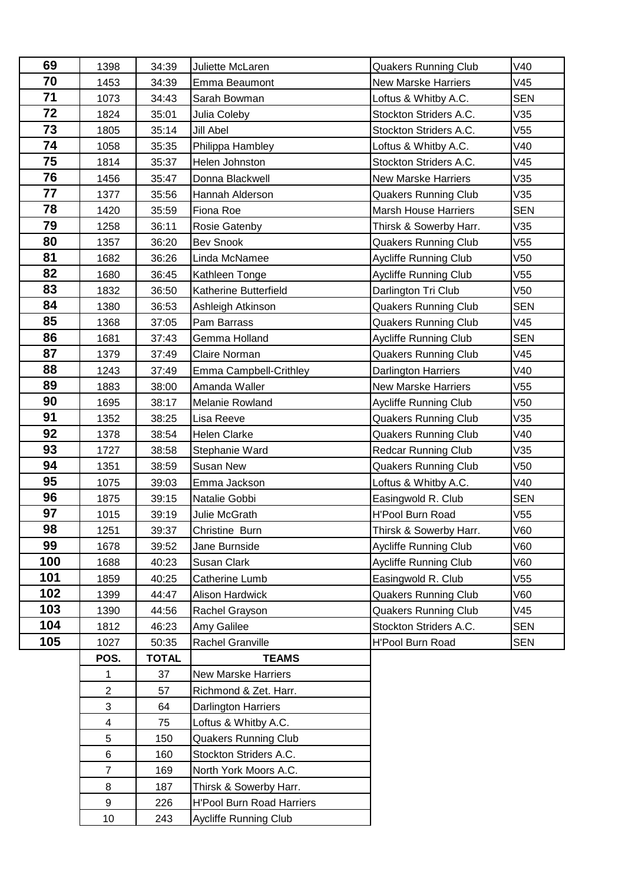| | | | | | |
|---|---|---|---|---|---|
| **69** | 1398 | 34:39 | Juliette McLaren | Quakers Running Club | V40 |
| **70** | 1453 | 34:39 | Emma Beaumont | New Marske Harriers | V45 |
| **71** | 1073 | 34:43 | Sarah Bowman | Loftus & Whitby A.C. | SEN |
| **72** | 1824 | 35:01 | Julia Coleby | Stockton Striders A.C. | V35 |
| **73** | 1805 | 35:14 | Jill Abel | Stockton Striders A.C. | V55 |
| **74** | 1058 | 35:35 | Philippa Hambley | Loftus & Whitby A.C. | V40 |
| **75** | 1814 | 35:37 | Helen Johnston | Stockton Striders A.C. | V45 |
| **76** | 1456 | 35:47 | Donna Blackwell | New Marske Harriers | V35 |
| **77** | 1377 | 35:56 | Hannah Alderson | Quakers Running Club | V35 |
| **78** | 1420 | 35:59 | Fiona Roe | Marsh House Harriers | SEN |
| **79** | 1258 | 36:11 | Rosie Gatenby | Thirsk & Sowerby Harr. | V35 |
| **80** | 1357 | 36:20 | Bev Snook | Quakers Running Club | V55 |
| **81** | 1682 | 36:26 | Linda McNamee | Aycliffe Running Club | V50 |
| **82** | 1680 | 36:45 | Kathleen Tonge | Aycliffe Running Club | V55 |
| **83** | 1832 | 36:50 | Katherine Butterfield | Darlington Tri Club | V50 |
| **84** | 1380 | 36:53 | Ashleigh Atkinson | Quakers Running Club | SEN |
| **85** | 1368 | 37:05 | Pam Barrass | Quakers Running Club | V45 |
| **86** | 1681 | 37:43 | Gemma Holland | Aycliffe Running Club | SEN |
| **87** | 1379 | 37:49 | Claire Norman | Quakers Running Club | V45 |
| **88** | 1243 | 37:49 | Emma Campbell-Crithley | Darlington Harriers | V40 |
| **89** | 1883 | 38:00 | Amanda Waller | New Marske Harriers | V55 |
| **90** | 1695 | 38:17 | Melanie Rowland | Aycliffe Running Club | V50 |
| **91** | 1352 | 38:25 | Lisa Reeve | Quakers Running Club | V35 |
| **92** | 1378 | 38:54 | Helen Clarke | Quakers Running Club | V40 |
| **93** | 1727 | 38:58 | Stephanie Ward | Redcar Running Club | V35 |
| **94** | 1351 | 38:59 | Susan New | Quakers Running Club | V50 |
| **95** | 1075 | 39:03 | Emma Jackson | Loftus & Whitby A.C. | V40 |
| **96** | 1875 | 39:15 | Natalie Gobbi | Easingwold R. Club | SEN |
| **97** | 1015 | 39:19 | Julie McGrath | H'Pool Burn Road | V55 |
| **98** | 1251 | 39:37 | Christine Burn | Thirsk & Sowerby Harr. | V60 |
| **99** | 1678 | 39:52 | Jane Burnside | Aycliffe Running Club | V60 |
| **100** | 1688 | 40:23 | Susan Clark | Aycliffe Running Club | V60 |
| **101** | 1859 | 40:25 | Catherine Lumb | Easingwold R. Club | V55 |
| **102** | 1399 | 44:47 | Alison Hardwick | Quakers Running Club | V60 |
| **103** | 1390 | 44:56 | Rachel Grayson | Quakers Running Club | V45 |
| **104** | 1812 | 46:23 | Amy Galilee | Stockton Striders A.C. | SEN |
| **105** | 1027 | 50:35 | Rachel Granville | H'Pool Burn Road | SEN |

| POS. | TOTAL | TEAMS |
|---|---|---|
| 1 | 37 | New Marske Harriers |
| 2 | 57 | Richmond & Zet. Harr. |
| 3 | 64 | Darlington Harriers |
| 4 | 75 | Loftus & Whitby A.C. |
| 5 | 150 | Quakers Running Club |
| 6 | 160 | Stockton Striders A.C. |
| 7 | 169 | North York Moors A.C. |
| 8 | 187 | Thirsk & Sowerby Harr. |
| 9 | 226 | H'Pool Burn Road Harriers |
| 10 | 243 | Aycliffe Running Club |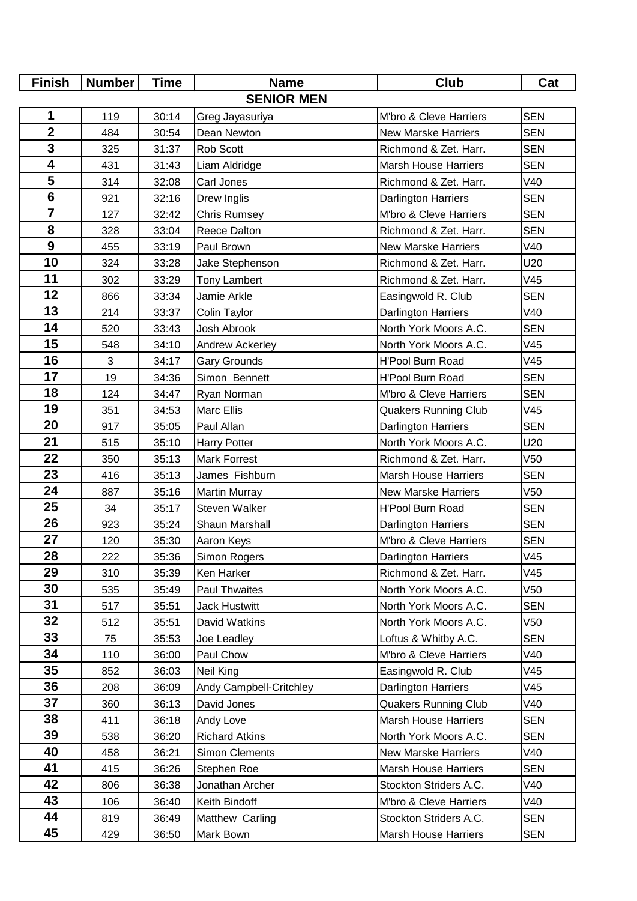| Finish | Number | Time | Name | Club | Cat |
|---|---|---|---|---|---|
| **SENIOR MEN** | | | | | |
| 1 | 119 | 30:14 | Greg Jayasuriya | M'bro & Cleve Harriers | SEN |
| 2 | 484 | 30:54 | Dean Newton | New Marske Harriers | SEN |
| 3 | 325 | 31:37 | Rob Scott | Richmond & Zet. Harr. | SEN |
| 4 | 431 | 31:43 | Liam Aldridge | Marsh House Harriers | SEN |
| 5 | 314 | 32:08 | Carl Jones | Richmond & Zet. Harr. | V40 |
| 6 | 921 | 32:16 | Drew Inglis | Darlington Harriers | SEN |
| 7 | 127 | 32:42 | Chris Rumsey | M'bro & Cleve Harriers | SEN |
| 8 | 328 | 33:04 | Reece Dalton | Richmond & Zet. Harr. | SEN |
| 9 | 455 | 33:19 | Paul Brown | New Marske Harriers | V40 |
| 10 | 324 | 33:28 | Jake Stephenson | Richmond & Zet. Harr. | U20 |
| 11 | 302 | 33:29 | Tony Lambert | Richmond & Zet. Harr. | V45 |
| 12 | 866 | 33:34 | Jamie Arkle | Easingwold R. Club | SEN |
| 13 | 214 | 33:37 | Colin Taylor | Darlington Harriers | V40 |
| 14 | 520 | 33:43 | Josh Abrook | North York Moors A.C. | SEN |
| 15 | 548 | 34:10 | Andrew Ackerley | North York Moors A.C. | V45 |
| 16 | 3 | 34:17 | Gary Grounds | H'Pool Burn Road | V45 |
| 17 | 19 | 34:36 | Simon Bennett | H'Pool Burn Road | SEN |
| 18 | 124 | 34:47 | Ryan Norman | M'bro & Cleve Harriers | SEN |
| 19 | 351 | 34:53 | Marc Ellis | Quakers Running Club | V45 |
| 20 | 917 | 35:05 | Paul Allan | Darlington Harriers | SEN |
| 21 | 515 | 35:10 | Harry Potter | North York Moors A.C. | U20 |
| 22 | 350 | 35:13 | Mark Forrest | Richmond & Zet. Harr. | V50 |
| 23 | 416 | 35:13 | James Fishburn | Marsh House Harriers | SEN |
| 24 | 887 | 35:16 | Martin Murray | New Marske Harriers | V50 |
| 25 | 34 | 35:17 | Steven Walker | H'Pool Burn Road | SEN |
| 26 | 923 | 35:24 | Shaun Marshall | Darlington Harriers | SEN |
| 27 | 120 | 35:30 | Aaron Keys | M'bro & Cleve Harriers | SEN |
| 28 | 222 | 35:36 | Simon Rogers | Darlington Harriers | V45 |
| 29 | 310 | 35:39 | Ken Harker | Richmond & Zet. Harr. | V45 |
| 30 | 535 | 35:49 | Paul Thwaites | North York Moors A.C. | V50 |
| 31 | 517 | 35:51 | Jack Hustwitt | North York Moors A.C. | SEN |
| 32 | 512 | 35:51 | David Watkins | North York Moors A.C. | V50 |
| 33 | 75 | 35:53 | Joe Leadley | Loftus & Whitby A.C. | SEN |
| 34 | 110 | 36:00 | Paul Chow | M'bro & Cleve Harriers | V40 |
| 35 | 852 | 36:03 | Neil King | Easingwold R. Club | V45 |
| 36 | 208 | 36:09 | Andy Campbell-Critchley | Darlington Harriers | V45 |
| 37 | 360 | 36:13 | David Jones | Quakers Running Club | V40 |
| 38 | 411 | 36:18 | Andy Love | Marsh House Harriers | SEN |
| 39 | 538 | 36:20 | Richard Atkins | North York Moors A.C. | SEN |
| 40 | 458 | 36:21 | Simon Clements | New Marske Harriers | V40 |
| 41 | 415 | 36:26 | Stephen Roe | Marsh House Harriers | SEN |
| 42 | 806 | 36:38 | Jonathan Archer | Stockton Striders A.C. | V40 |
| 43 | 106 | 36:40 | Keith Bindoff | M'bro & Cleve Harriers | V40 |
| 44 | 819 | 36:49 | Matthew Carling | Stockton Striders A.C. | SEN |
| 45 | 429 | 36:50 | Mark Bown | Marsh House Harriers | SEN |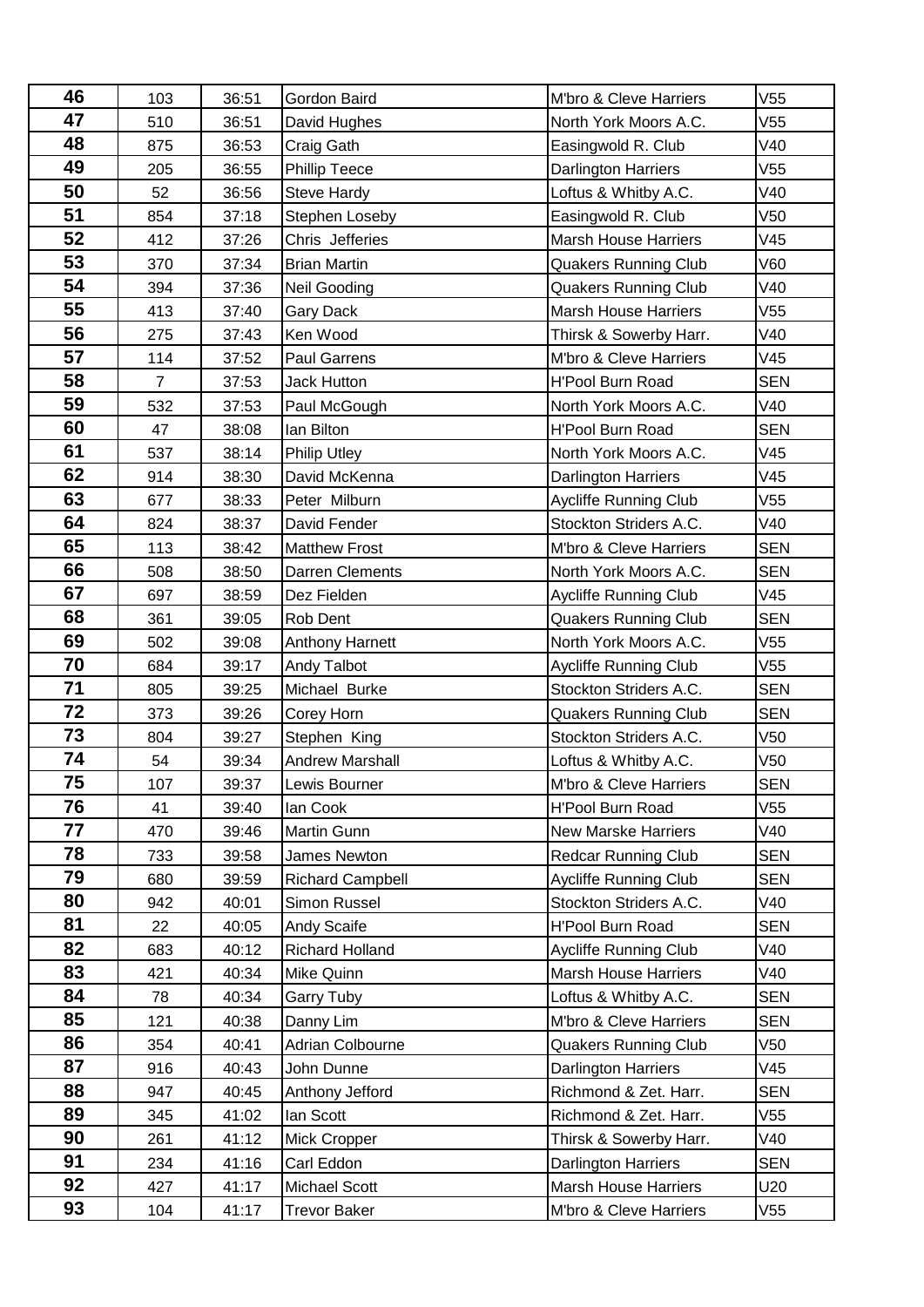| 46 | 103 | 36:51 | Gordon Baird | M'bro & Cleve Harriers | V55 |
|---|---|---|---|---|---|
| 47 | 510 | 36:51 | David Hughes | North York Moors A.C. | V55 |
| 48 | 875 | 36:53 | Craig Gath | Easingwold R. Club | V40 |
| 49 | 205 | 36:55 | Phillip Teece | Darlington Harriers | V55 |
| 50 | 52 | 36:56 | Steve Hardy | Loftus & Whitby A.C. | V40 |
| 51 | 854 | 37:18 | Stephen Loseby | Easingwold R. Club | V50 |
| 52 | 412 | 37:26 | Chris Jefferies | Marsh House Harriers | V45 |
| 53 | 370 | 37:34 | Brian Martin | Quakers Running Club | V60 |
| 54 | 394 | 37:36 | Neil Gooding | Quakers Running Club | V40 |
| 55 | 413 | 37:40 | Gary Dack | Marsh House Harriers | V55 |
| 56 | 275 | 37:43 | Ken Wood | Thirsk & Sowerby Harr. | V40 |
| 57 | 114 | 37:52 | Paul Garrens | M'bro & Cleve Harriers | V45 |
| 58 | 7 | 37:53 | Jack Hutton | H'Pool Burn Road | SEN |
| 59 | 532 | 37:53 | Paul McGough | North York Moors A.C. | V40 |
| 60 | 47 | 38:08 | Ian Bilton | H'Pool Burn Road | SEN |
| 61 | 537 | 38:14 | Philip Utley | North York Moors A.C. | V45 |
| 62 | 914 | 38:30 | David McKenna | Darlington Harriers | V45 |
| 63 | 677 | 38:33 | Peter Milburn | Aycliffe Running Club | V55 |
| 64 | 824 | 38:37 | David Fender | Stockton Striders A.C. | V40 |
| 65 | 113 | 38:42 | Matthew Frost | M'bro & Cleve Harriers | SEN |
| 66 | 508 | 38:50 | Darren Clements | North York Moors A.C. | SEN |
| 67 | 697 | 38:59 | Dez Fielden | Aycliffe Running Club | V45 |
| 68 | 361 | 39:05 | Rob Dent | Quakers Running Club | SEN |
| 69 | 502 | 39:08 | Anthony Harnett | North York Moors A.C. | V55 |
| 70 | 684 | 39:17 | Andy Talbot | Aycliffe Running Club | V55 |
| 71 | 805 | 39:25 | Michael Burke | Stockton Striders A.C. | SEN |
| 72 | 373 | 39:26 | Corey Horn | Quakers Running Club | SEN |
| 73 | 804 | 39:27 | Stephen King | Stockton Striders A.C. | V50 |
| 74 | 54 | 39:34 | Andrew Marshall | Loftus & Whitby A.C. | V50 |
| 75 | 107 | 39:37 | Lewis Bourner | M'bro & Cleve Harriers | SEN |
| 76 | 41 | 39:40 | Ian Cook | H'Pool Burn Road | V55 |
| 77 | 470 | 39:46 | Martin Gunn | New Marske Harriers | V40 |
| 78 | 733 | 39:58 | James Newton | Redcar Running Club | SEN |
| 79 | 680 | 39:59 | Richard Campbell | Aycliffe Running Club | SEN |
| 80 | 942 | 40:01 | Simon Russel | Stockton Striders A.C. | V40 |
| 81 | 22 | 40:05 | Andy Scaife | H'Pool Burn Road | SEN |
| 82 | 683 | 40:12 | Richard Holland | Aycliffe Running Club | V40 |
| 83 | 421 | 40:34 | Mike Quinn | Marsh House Harriers | V40 |
| 84 | 78 | 40:34 | Garry Tuby | Loftus & Whitby A.C. | SEN |
| 85 | 121 | 40:38 | Danny Lim | M'bro & Cleve Harriers | SEN |
| 86 | 354 | 40:41 | Adrian Colbourne | Quakers Running Club | V50 |
| 87 | 916 | 40:43 | John Dunne | Darlington Harriers | V45 |
| 88 | 947 | 40:45 | Anthony Jefford | Richmond & Zet. Harr. | SEN |
| 89 | 345 | 41:02 | Ian Scott | Richmond & Zet. Harr. | V55 |
| 90 | 261 | 41:12 | Mick Cropper | Thirsk & Sowerby Harr. | V40 |
| 91 | 234 | 41:16 | Carl Eddon | Darlington Harriers | SEN |
| 92 | 427 | 41:17 | Michael Scott | Marsh House Harriers | U20 |
| 93 | 104 | 41:17 | Trevor Baker | M'bro & Cleve Harriers | V55 |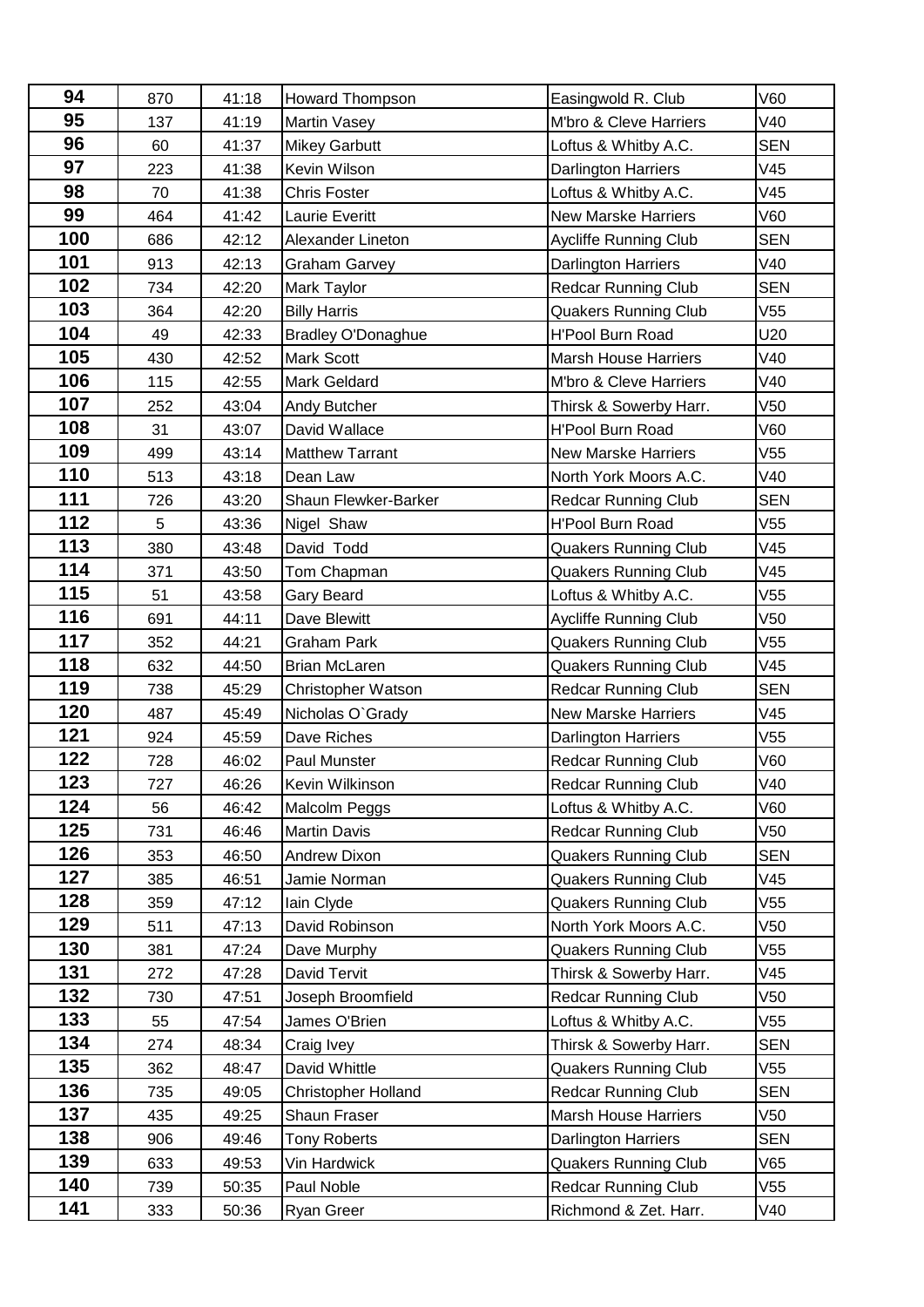| 94 | 870 | 41:18 | Howard Thompson | Easingwold R. Club | V60 |
|---|---|---|---|---|---|
| 95 | 137 | 41:19 | Martin Vasey | M'bro & Cleve Harriers | V40 |
| 96 | 60 | 41:37 | Mikey Garbutt | Loftus & Whitby A.C. | SEN |
| 97 | 223 | 41:38 | Kevin Wilson | Darlington Harriers | V45 |
| 98 | 70 | 41:38 | Chris Foster | Loftus & Whitby A.C. | V45 |
| 99 | 464 | 41:42 | Laurie Everitt | New Marske Harriers | V60 |
| 100 | 686 | 42:12 | Alexander Lineton | Aycliffe Running Club | SEN |
| 101 | 913 | 42:13 | Graham Garvey | Darlington Harriers | V40 |
| 102 | 734 | 42:20 | Mark Taylor | Redcar Running Club | SEN |
| 103 | 364 | 42:20 | Billy Harris | Quakers Running Club | V55 |
| 104 | 49 | 42:33 | Bradley O'Donaghue | H'Pool Burn Road | U20 |
| 105 | 430 | 42:52 | Mark Scott | Marsh House Harriers | V40 |
| 106 | 115 | 42:55 | Mark Geldard | M'bro & Cleve Harriers | V40 |
| 107 | 252 | 43:04 | Andy Butcher | Thirsk & Sowerby Harr. | V50 |
| 108 | 31 | 43:07 | David Wallace | H'Pool Burn Road | V60 |
| 109 | 499 | 43:14 | Matthew Tarrant | New Marske Harriers | V55 |
| 110 | 513 | 43:18 | Dean Law | North York Moors A.C. | V40 |
| 111 | 726 | 43:20 | Shaun Flewker-Barker | Redcar Running Club | SEN |
| 112 | 5 | 43:36 | Nigel Shaw | H'Pool Burn Road | V55 |
| 113 | 380 | 43:48 | David Todd | Quakers Running Club | V45 |
| 114 | 371 | 43:50 | Tom Chapman | Quakers Running Club | V45 |
| 115 | 51 | 43:58 | Gary Beard | Loftus & Whitby A.C. | V55 |
| 116 | 691 | 44:11 | Dave Blewitt | Aycliffe Running Club | V50 |
| 117 | 352 | 44:21 | Graham Park | Quakers Running Club | V55 |
| 118 | 632 | 44:50 | Brian McLaren | Quakers Running Club | V45 |
| 119 | 738 | 45:29 | Christopher Watson | Redcar Running Club | SEN |
| 120 | 487 | 45:49 | Nicholas O`Grady | New Marske Harriers | V45 |
| 121 | 924 | 45:59 | Dave Riches | Darlington Harriers | V55 |
| 122 | 728 | 46:02 | Paul Munster | Redcar Running Club | V60 |
| 123 | 727 | 46:26 | Kevin Wilkinson | Redcar Running Club | V40 |
| 124 | 56 | 46:42 | Malcolm Peggs | Loftus & Whitby A.C. | V60 |
| 125 | 731 | 46:46 | Martin Davis | Redcar Running Club | V50 |
| 126 | 353 | 46:50 | Andrew Dixon | Quakers Running Club | SEN |
| 127 | 385 | 46:51 | Jamie Norman | Quakers Running Club | V45 |
| 128 | 359 | 47:12 | Iain Clyde | Quakers Running Club | V55 |
| 129 | 511 | 47:13 | David Robinson | North York Moors A.C. | V50 |
| 130 | 381 | 47:24 | Dave Murphy | Quakers Running Club | V55 |
| 131 | 272 | 47:28 | David Tervit | Thirsk & Sowerby Harr. | V45 |
| 132 | 730 | 47:51 | Joseph Broomfield | Redcar Running Club | V50 |
| 133 | 55 | 47:54 | James O'Brien | Loftus & Whitby A.C. | V55 |
| 134 | 274 | 48:34 | Craig Ivey | Thirsk & Sowerby Harr. | SEN |
| 135 | 362 | 48:47 | David Whittle | Quakers Running Club | V55 |
| 136 | 735 | 49:05 | Christopher Holland | Redcar Running Club | SEN |
| 137 | 435 | 49:25 | Shaun Fraser | Marsh House Harriers | V50 |
| 138 | 906 | 49:46 | Tony Roberts | Darlington Harriers | SEN |
| 139 | 633 | 49:53 | Vin Hardwick | Quakers Running Club | V65 |
| 140 | 739 | 50:35 | Paul Noble | Redcar Running Club | V55 |
| 141 | 333 | 50:36 | Ryan Greer | Richmond & Zet. Harr. | V40 |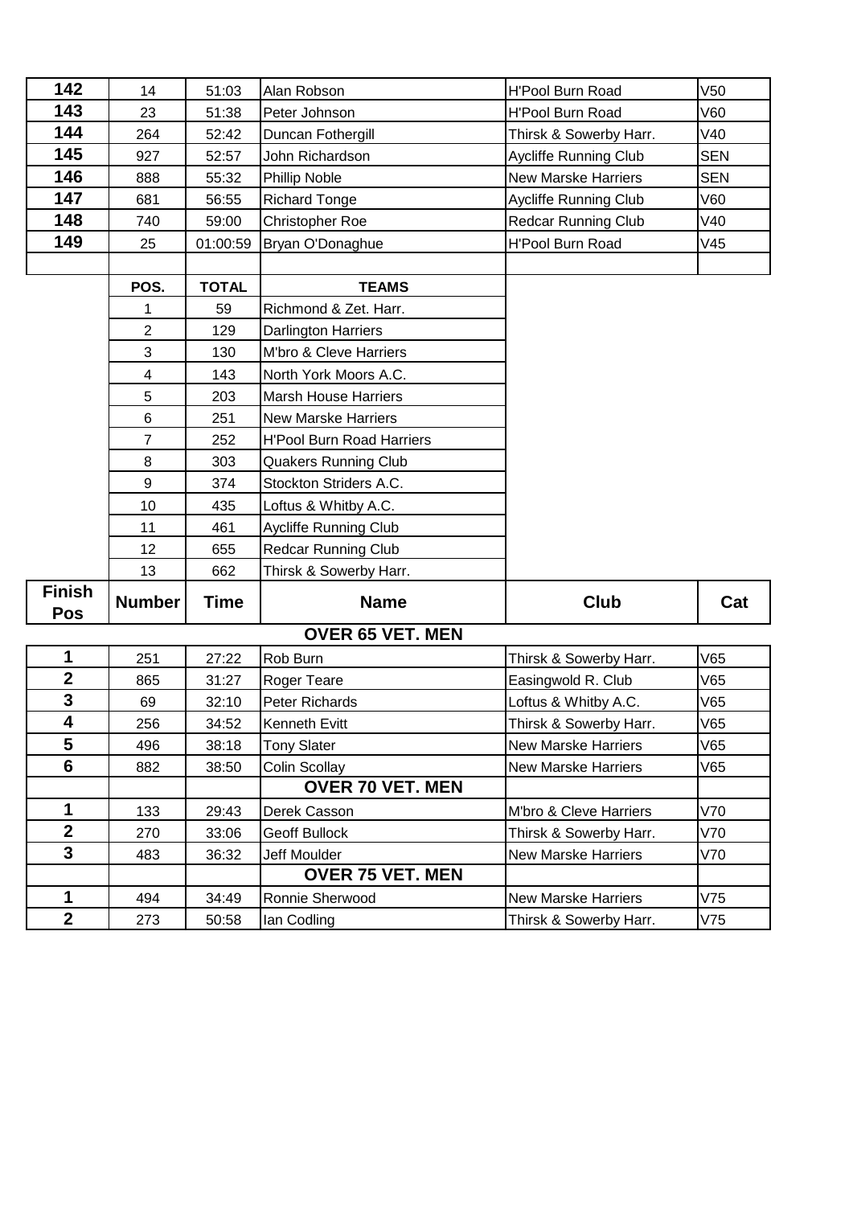| | | | | | |
|---|---|---|---|---|---|
| **142** | 14 | 51:03 | Alan Robson | H'Pool Burn Road | V50 |
| **143** | 23 | 51:38 | Peter Johnson | H'Pool Burn Road | V60 |
| **144** | 264 | 52:42 | Duncan Fothergill | Thirsk & Sowerby Harr. | V40 |
| **145** | 927 | 52:57 | John Richardson | Aycliffe Running Club | SEN |
| **146** | 888 | 55:32 | Phillip Noble | New Marske Harriers | SEN |
| **147** | 681 | 56:55 | Richard Tonge | Aycliffe Running Club | V60 |
| **148** | 740 | 59:00 | Christopher Roe | Redcar Running Club | V40 |
| **149** | 25 | 01:00:59 | Bryan O'Donaghue | H'Pool Burn Road | V45 |

| POS. | TOTAL | TEAMS |
|---|---|---|
| 1 | 59 | Richmond & Zet. Harr. |
| 2 | 129 | Darlington Harriers |
| 3 | 130 | M'bro & Cleve Harriers |
| 4 | 143 | North York Moors A.C. |
| 5 | 203 | Marsh House Harriers |
| 6 | 251 | New Marske Harriers |
| 7 | 252 | H'Pool Burn Road Harriers |
| 8 | 303 | Quakers Running Club |
| 9 | 374 | Stockton Striders A.C. |
| 10 | 435 | Loftus & Whitby A.C. |
| 11 | 461 | Aycliffe Running Club |
| 12 | 655 | Redcar Running Club |
| 13 | 662 | Thirsk & Sowerby Harr. |

| Finish Pos | Number | Time | Name | Club | Cat |
|---|---|---|---|---|---|
| | | | **OVER 65 VET. MEN** | | |
| **1** | 251 | 27:22 | Rob Burn | Thirsk & Sowerby Harr. | V65 |
| **2** | 865 | 31:27 | Roger Teare | Easingwold R. Club | V65 |
| **3** | 69 | 32:10 | Peter Richards | Loftus & Whitby A.C. | V65 |
| **4** | 256 | 34:52 | Kenneth Evitt | Thirsk & Sowerby Harr. | V65 |
| **5** | 496 | 38:18 | Tony Slater | New Marske Harriers | V65 |
| **6** | 882 | 38:50 | Colin Scollay | New Marske Harriers | V65 |
| | | | **OVER 70 VET. MEN** | | |
| **1** | 133 | 29:43 | Derek Casson | M'bro & Cleve Harriers | V70 |
| **2** | 270 | 33:06 | Geoff Bullock | Thirsk & Sowerby Harr. | V70 |
| **3** | 483 | 36:32 | Jeff Moulder | New Marske Harriers | V70 |
| | | | **OVER 75 VET. MEN** | | |
| **1** | 494 | 34:49 | Ronnie Sherwood | New Marske Harriers | V75 |
| **2** | 273 | 50:58 | Ian Codling | Thirsk & Sowerby Harr. | V75 |